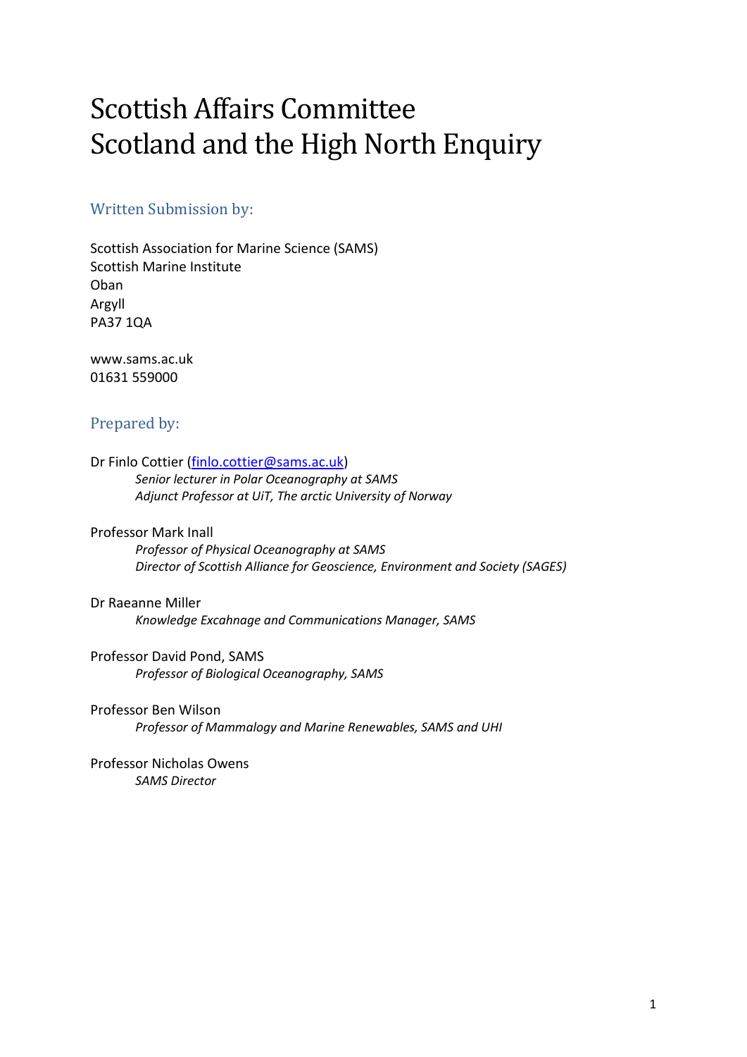# Scottish Affairs Committee
# Scotland and the High North Enquiry

## Written Submission by:

Scottish Association for Marine Science (SAMS)
Scottish Marine Institute
Oban
Argyll
PA37 1QA

www.sams.ac.uk
01631 559000

## Prepared by:

Dr Finlo Cottier (finlo.cottier@sams.ac.uk)
*Senior lecturer in Polar Oceanography at SAMS*
*Adjunct Professor at UiT, The arctic University of Norway*

Professor Mark Inall
*Professor of Physical Oceanography at SAMS*
*Director of Scottish Alliance for Geoscience, Environment and Society (SAGES)*

Dr Raeanne Miller
*Knowledge Excahnage and Communications Manager, SAMS*

Professor David Pond, SAMS
*Professor of Biological Oceanography, SAMS*

Professor Ben Wilson
*Professor of Mammalogy and Marine Renewables, SAMS and UHI*

Professor Nicholas Owens
*SAMS Director*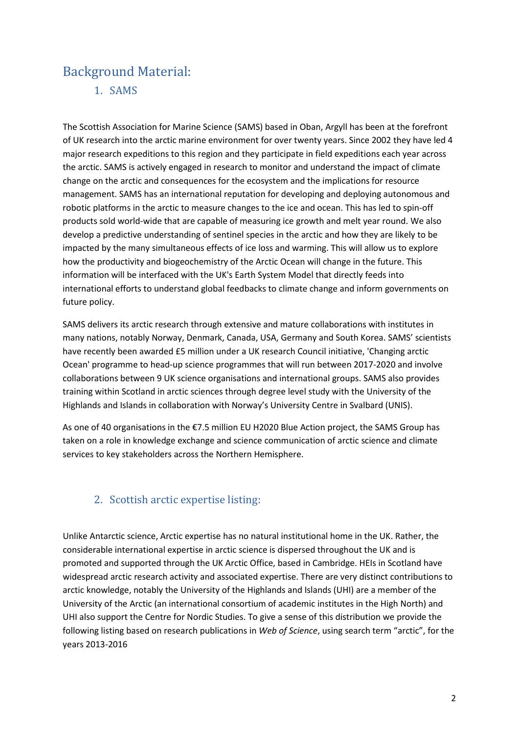# Background Material:

## 1. SAMS

The Scottish Association for Marine Science (SAMS) based in Oban, Argyll has been at the forefront of UK research into the arctic marine environment for over twenty years. Since 2002 they have led 4 major research expeditions to this region and they participate in field expeditions each year across the arctic. SAMS is actively engaged in research to monitor and understand the impact of climate change on the arctic and consequences for the ecosystem and the implications for resource management. SAMS has an international reputation for developing and deploying autonomous and robotic platforms in the arctic to measure changes to the ice and ocean. This has led to spin-off products sold world-wide that are capable of measuring ice growth and melt year round. We also develop a predictive understanding of sentinel species in the arctic and how they are likely to be impacted by the many simultaneous effects of ice loss and warming. This will allow us to explore how the productivity and biogeochemistry of the Arctic Ocean will change in the future. This information will be interfaced with the UK's Earth System Model that directly feeds into international efforts to understand global feedbacks to climate change and inform governments on future policy.

SAMS delivers its arctic research through extensive and mature collaborations with institutes in many nations, notably Norway, Denmark, Canada, USA, Germany and South Korea. SAMS' scientists have recently been awarded £5 million under a UK research Council initiative, 'Changing arctic Ocean' programme to head-up science programmes that will run between 2017-2020 and involve collaborations between 9 UK science organisations and international groups. SAMS also provides training within Scotland in arctic sciences through degree level study with the University of the Highlands and Islands in collaboration with Norway's University Centre in Svalbard (UNIS).

As one of 40 organisations in the €7.5 million EU H2020 Blue Action project, the SAMS Group has taken on a role in knowledge exchange and science communication of arctic science and climate services to key stakeholders across the Northern Hemisphere.

## 2. Scottish arctic expertise listing:

Unlike Antarctic science, Arctic expertise has no natural institutional home in the UK. Rather, the considerable international expertise in arctic science is dispersed throughout the UK and is promoted and supported through the UK Arctic Office, based in Cambridge. HEIs in Scotland have widespread arctic research activity and associated expertise. There are very distinct contributions to arctic knowledge, notably the University of the Highlands and Islands (UHI) are a member of the University of the Arctic (an international consortium of academic institutes in the High North) and UHI also support the Centre for Nordic Studies. To give a sense of this distribution we provide the following listing based on research publications in *Web of Science*, using search term "arctic", for the years 2013-2016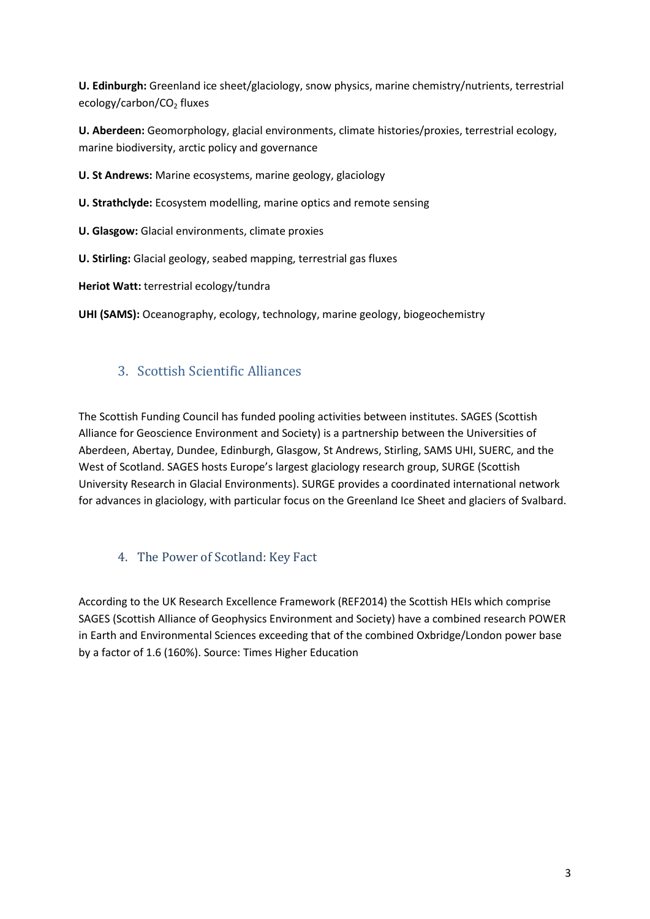**U. Edinburgh:** Greenland ice sheet/glaciology, snow physics, marine chemistry/nutrients, terrestrial ecology/carbon/$CO_2$ fluxes

**U. Aberdeen:** Geomorphology, glacial environments, climate histories/proxies, terrestrial ecology, marine biodiversity, arctic policy and governance

**U. St Andrews:** Marine ecosystems, marine geology, glaciology

**U. Strathclyde:** Ecosystem modelling, marine optics and remote sensing

**U. Glasgow:** Glacial environments, climate proxies

**U. Stirling:** Glacial geology, seabed mapping, terrestrial gas fluxes

**Heriot Watt:** terrestrial ecology/tundra

**UHI (SAMS):** Oceanography, ecology, technology, marine geology, biogeochemistry

## 3. Scottish Scientific Alliances

The Scottish Funding Council has funded pooling activities between institutes. SAGES (Scottish Alliance for Geoscience Environment and Society) is a partnership between the Universities of Aberdeen, Abertay, Dundee, Edinburgh, Glasgow, St Andrews, Stirling, SAMS UHI, SUERC, and the West of Scotland. SAGES hosts Europe's largest glaciology research group, SURGE (Scottish University Research in Glacial Environments). SURGE provides a coordinated international network for advances in glaciology, with particular focus on the Greenland Ice Sheet and glaciers of Svalbard.

## 4. The Power of Scotland: Key Fact

According to the UK Research Excellence Framework (REF2014) the Scottish HEIs which comprise SAGES (Scottish Alliance of Geophysics Environment and Society) have a combined research POWER in Earth and Environmental Sciences exceeding that of the combined Oxbridge/London power base by a factor of 1.6 (160%). Source: Times Higher Education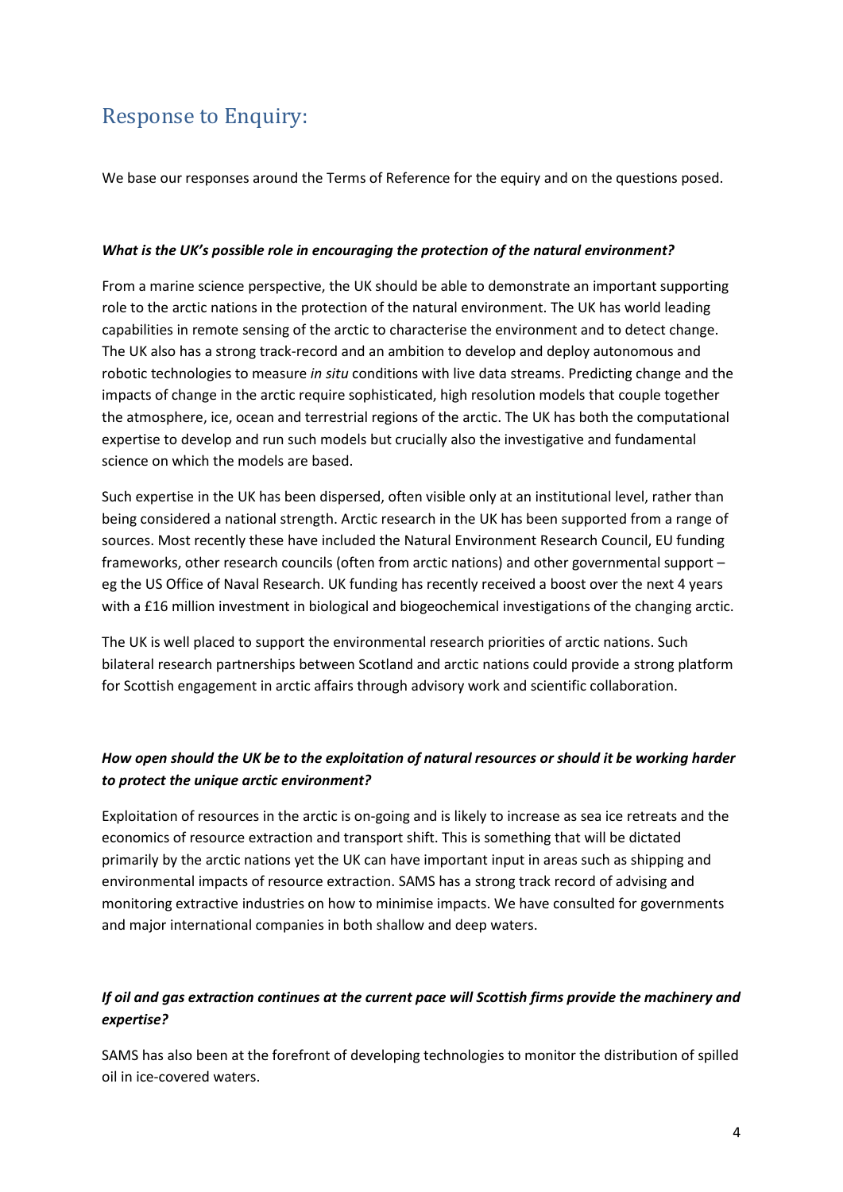## Response to Enquiry:

We base our responses around the Terms of Reference for the equiry and on the questions posed.

***What is the UK's possible role in encouraging the protection of the natural environment?***

From a marine science perspective, the UK should be able to demonstrate an important supporting role to the arctic nations in the protection of the natural environment. The UK has world leading capabilities in remote sensing of the arctic to characterise the environment and to detect change. The UK also has a strong track-record and an ambition to develop and deploy autonomous and robotic technologies to measure *in situ* conditions with live data streams. Predicting change and the impacts of change in the arctic require sophisticated, high resolution models that couple together the atmosphere, ice, ocean and terrestrial regions of the arctic. The UK has both the computational expertise to develop and run such models but crucially also the investigative and fundamental science on which the models are based.

Such expertise in the UK has been dispersed, often visible only at an institutional level, rather than being considered a national strength. Arctic research in the UK has been supported from a range of sources. Most recently these have included the Natural Environment Research Council, EU funding frameworks, other research councils (often from arctic nations) and other governmental support – eg the US Office of Naval Research. UK funding has recently received a boost over the next 4 years with a £16 million investment in biological and biogeochemical investigations of the changing arctic.

The UK is well placed to support the environmental research priorities of arctic nations. Such bilateral research partnerships between Scotland and arctic nations could provide a strong platform for Scottish engagement in arctic affairs through advisory work and scientific collaboration.

***How open should the UK be to the exploitation of natural resources or should it be working harder to protect the unique arctic environment?***

Exploitation of resources in the arctic is on-going and is likely to increase as sea ice retreats and the economics of resource extraction and transport shift. This is something that will be dictated primarily by the arctic nations yet the UK can have important input in areas such as shipping and environmental impacts of resource extraction. SAMS has a strong track record of advising and monitoring extractive industries on how to minimise impacts. We have consulted for governments and major international companies in both shallow and deep waters.

***If oil and gas extraction continues at the current pace will Scottish firms provide the machinery and expertise?***

SAMS has also been at the forefront of developing technologies to monitor the distribution of spilled oil in ice-covered waters.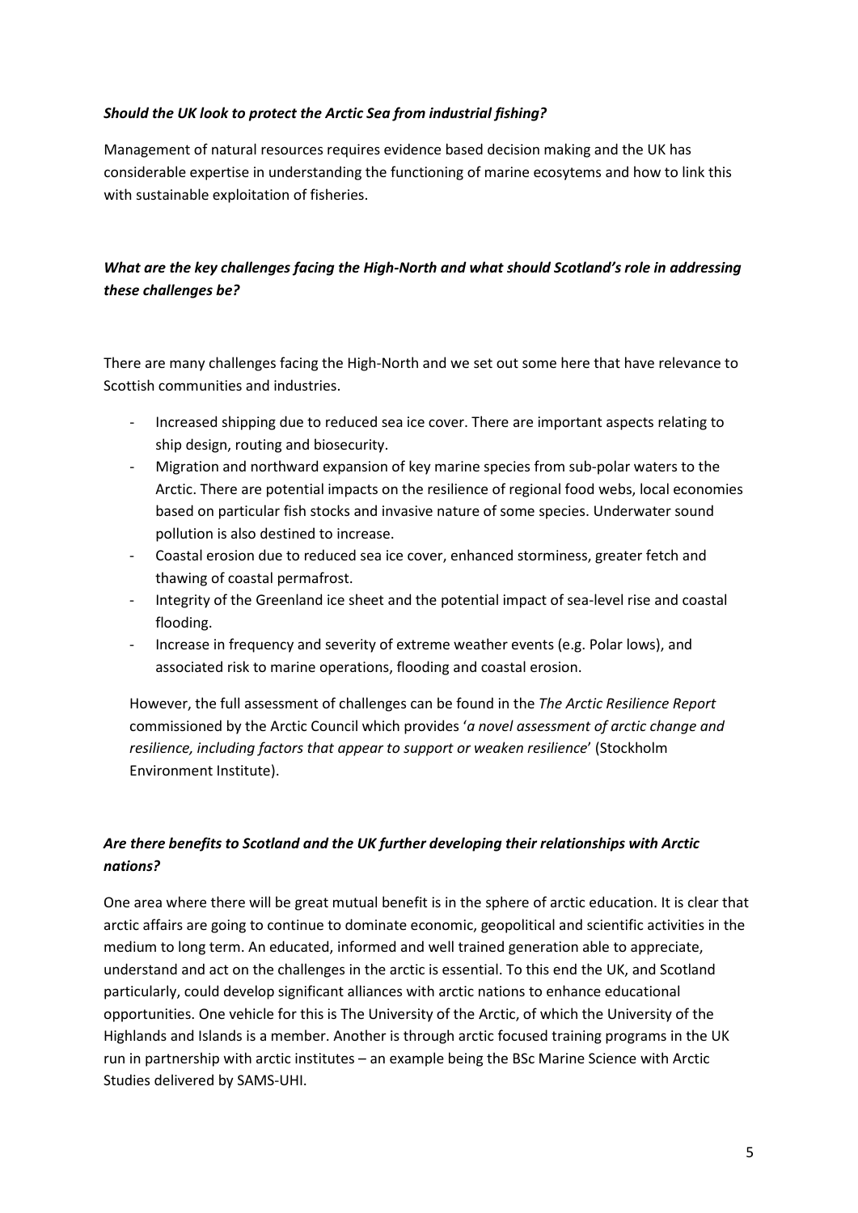***Should the UK look to protect the Arctic Sea from industrial fishing?***

Management of natural resources requires evidence based decision making and the UK has considerable expertise in understanding the functioning of marine ecosytems and how to link this with sustainable exploitation of fisheries.

***What are the key challenges facing the High-North and what should Scotland's role in addressing these challenges be?***

There are many challenges facing the High-North and we set out some here that have relevance to Scottish communities and industries.

- Increased shipping due to reduced sea ice cover. There are important aspects relating to ship design, routing and biosecurity.
- Migration and northward expansion of key marine species from sub-polar waters to the Arctic. There are potential impacts on the resilience of regional food webs, local economies based on particular fish stocks and invasive nature of some species. Underwater sound pollution is also destined to increase.
- Coastal erosion due to reduced sea ice cover, enhanced storminess, greater fetch and thawing of coastal permafrost.
- Integrity of the Greenland ice sheet and the potential impact of sea-level rise and coastal flooding.
- Increase in frequency and severity of extreme weather events (e.g. Polar lows), and associated risk to marine operations, flooding and coastal erosion.

However, the full assessment of challenges can be found in the *The Arctic Resilience Report* commissioned by the Arctic Council which provides '*a novel assessment of arctic change and resilience, including factors that appear to support or weaken resilience*' (Stockholm Environment Institute).

***Are there benefits to Scotland and the UK further developing their relationships with Arctic nations?***

One area where there will be great mutual benefit is in the sphere of arctic education. It is clear that arctic affairs are going to continue to dominate economic, geopolitical and scientific activities in the medium to long term. An educated, informed and well trained generation able to appreciate, understand and act on the challenges in the arctic is essential. To this end the UK, and Scotland particularly, could develop significant alliances with arctic nations to enhance educational opportunities. One vehicle for this is The University of the Arctic, of which the University of the Highlands and Islands is a member. Another is through arctic focused training programs in the UK run in partnership with arctic institutes – an example being the BSc Marine Science with Arctic Studies delivered by SAMS-UHI.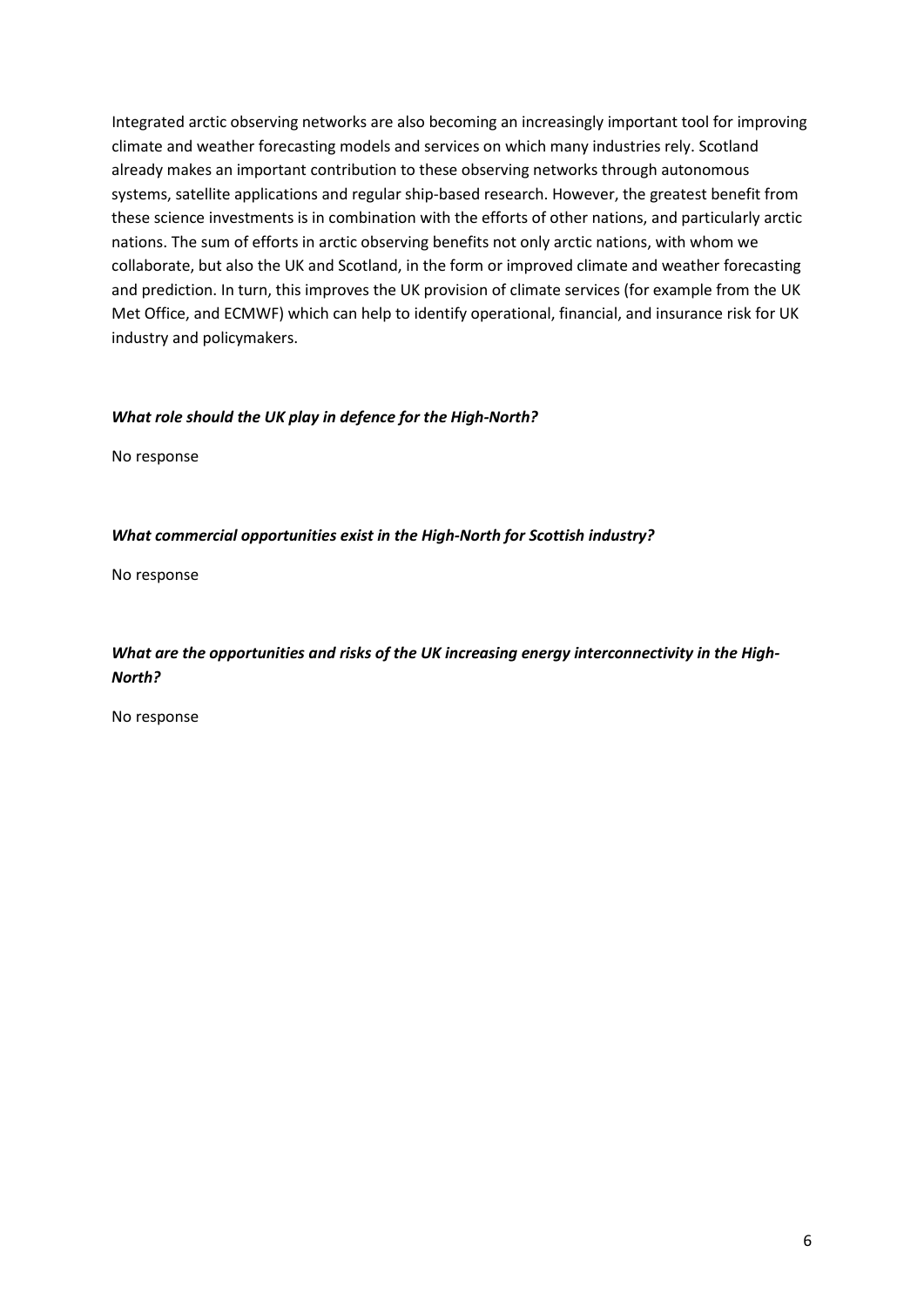Integrated arctic observing networks are also becoming an increasingly important tool for improving climate and weather forecasting models and services on which many industries rely. Scotland already makes an important contribution to these observing networks through autonomous systems, satellite applications and regular ship-based research. However, the greatest benefit from these science investments is in combination with the efforts of other nations, and particularly arctic nations. The sum of efforts in arctic observing benefits not only arctic nations, with whom we collaborate, but also the UK and Scotland, in the form or improved climate and weather forecasting and prediction. In turn, this improves the UK provision of climate services (for example from the UK Met Office, and ECMWF) which can help to identify operational, financial, and insurance risk for UK industry and policymakers.

***What role should the UK play in defence for the High-North?***

No response

***What commercial opportunities exist in the High-North for Scottish industry?***

No response

***What are the opportunities and risks of the UK increasing energy interconnectivity in the High-North?***

No response